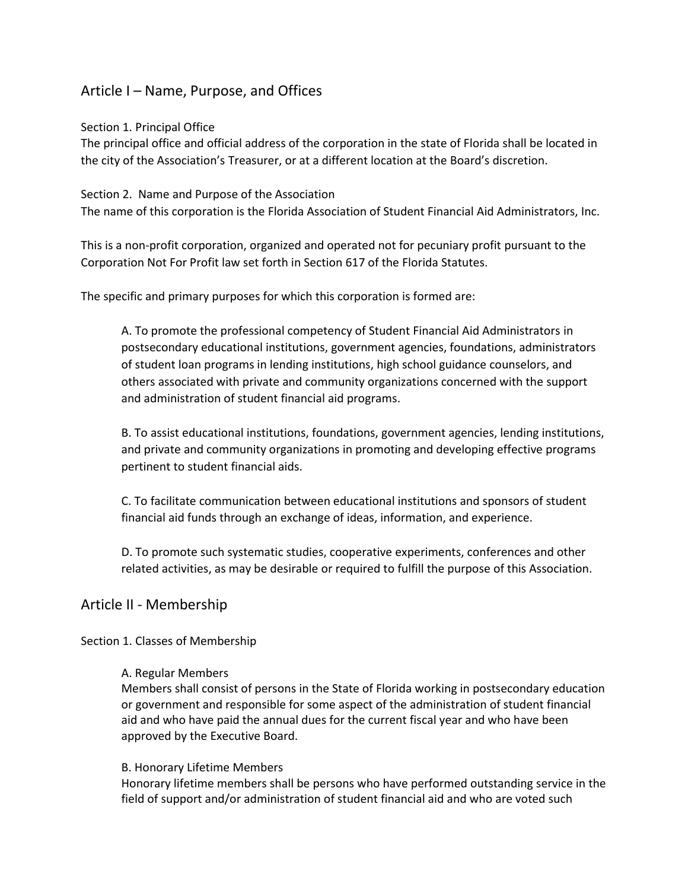## Article I – Name, Purpose, and Offices

Section 1. Principal Office
The principal office and official address of the corporation in the state of Florida shall be located in the city of the Association's Treasurer, or at a different location at the Board's discretion.

Section 2. Name and Purpose of the Association
The name of this corporation is the Florida Association of Student Financial Aid Administrators, Inc.

This is a non-profit corporation, organized and operated not for pecuniary profit pursuant to the Corporation Not For Profit law set forth in Section 617 of the Florida Statutes.

The specific and primary purposes for which this corporation is formed are:

> A. To promote the professional competency of Student Financial Aid Administrators in postsecondary educational institutions, government agencies, foundations, administrators of student loan programs in lending institutions, high school guidance counselors, and others associated with private and community organizations concerned with the support and administration of student financial aid programs.
>
> B. To assist educational institutions, foundations, government agencies, lending institutions, and private and community organizations in promoting and developing effective programs pertinent to student financial aids.
>
> C. To facilitate communication between educational institutions and sponsors of student financial aid funds through an exchange of ideas, information, and experience.
>
> D. To promote such systematic studies, cooperative experiments, conferences and other related activities, as may be desirable or required to fulfill the purpose of this Association.

## Article II - Membership

Section 1. Classes of Membership

> A. Regular Members
> Members shall consist of persons in the State of Florida working in postsecondary education or government and responsible for some aspect of the administration of student financial aid and who have paid the annual dues for the current fiscal year and who have been approved by the Executive Board.
>
> B. Honorary Lifetime Members
> Honorary lifetime members shall be persons who have performed outstanding service in the field of support and/or administration of student financial aid and who are voted such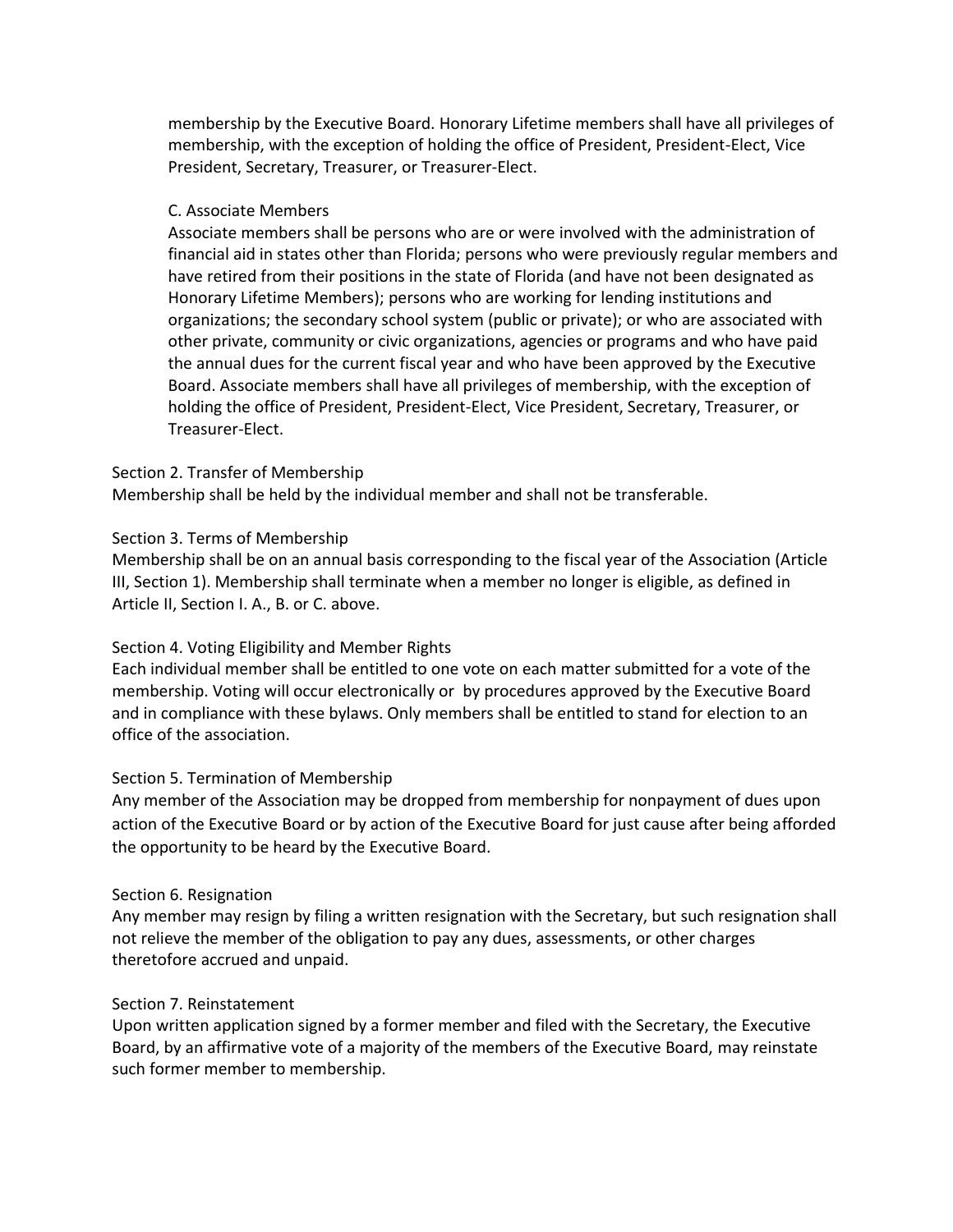membership by the Executive Board. Honorary Lifetime members shall have all privileges of membership, with the exception of holding the office of President, President-Elect, Vice President, Secretary, Treasurer, or Treasurer-Elect.

C. Associate Members

Associate members shall be persons who are or were involved with the administration of financial aid in states other than Florida; persons who were previously regular members and have retired from their positions in the state of Florida (and have not been designated as Honorary Lifetime Members); persons who are working for lending institutions and organizations; the secondary school system (public or private); or who are associated with other private, community or civic organizations, agencies or programs and who have paid the annual dues for the current fiscal year and who have been approved by the Executive Board. Associate members shall have all privileges of membership, with the exception of holding the office of President, President-Elect, Vice President, Secretary, Treasurer, or Treasurer-Elect.

Section 2. Transfer of Membership

Membership shall be held by the individual member and shall not be transferable.

Section 3. Terms of Membership

Membership shall be on an annual basis corresponding to the fiscal year of the Association (Article III, Section 1). Membership shall terminate when a member no longer is eligible, as defined in Article II, Section I. A., B. or C. above.

Section 4. Voting Eligibility and Member Rights

Each individual member shall be entitled to one vote on each matter submitted for a vote of the membership. Voting will occur electronically or by procedures approved by the Executive Board and in compliance with these bylaws. Only members shall be entitled to stand for election to an office of the association.

Section 5. Termination of Membership

Any member of the Association may be dropped from membership for nonpayment of dues upon action of the Executive Board or by action of the Executive Board for just cause after being afforded the opportunity to be heard by the Executive Board.

Section 6. Resignation

Any member may resign by filing a written resignation with the Secretary, but such resignation shall not relieve the member of the obligation to pay any dues, assessments, or other charges theretofore accrued and unpaid.

Section 7. Reinstatement

Upon written application signed by a former member and filed with the Secretary, the Executive Board, by an affirmative vote of a majority of the members of the Executive Board, may reinstate such former member to membership.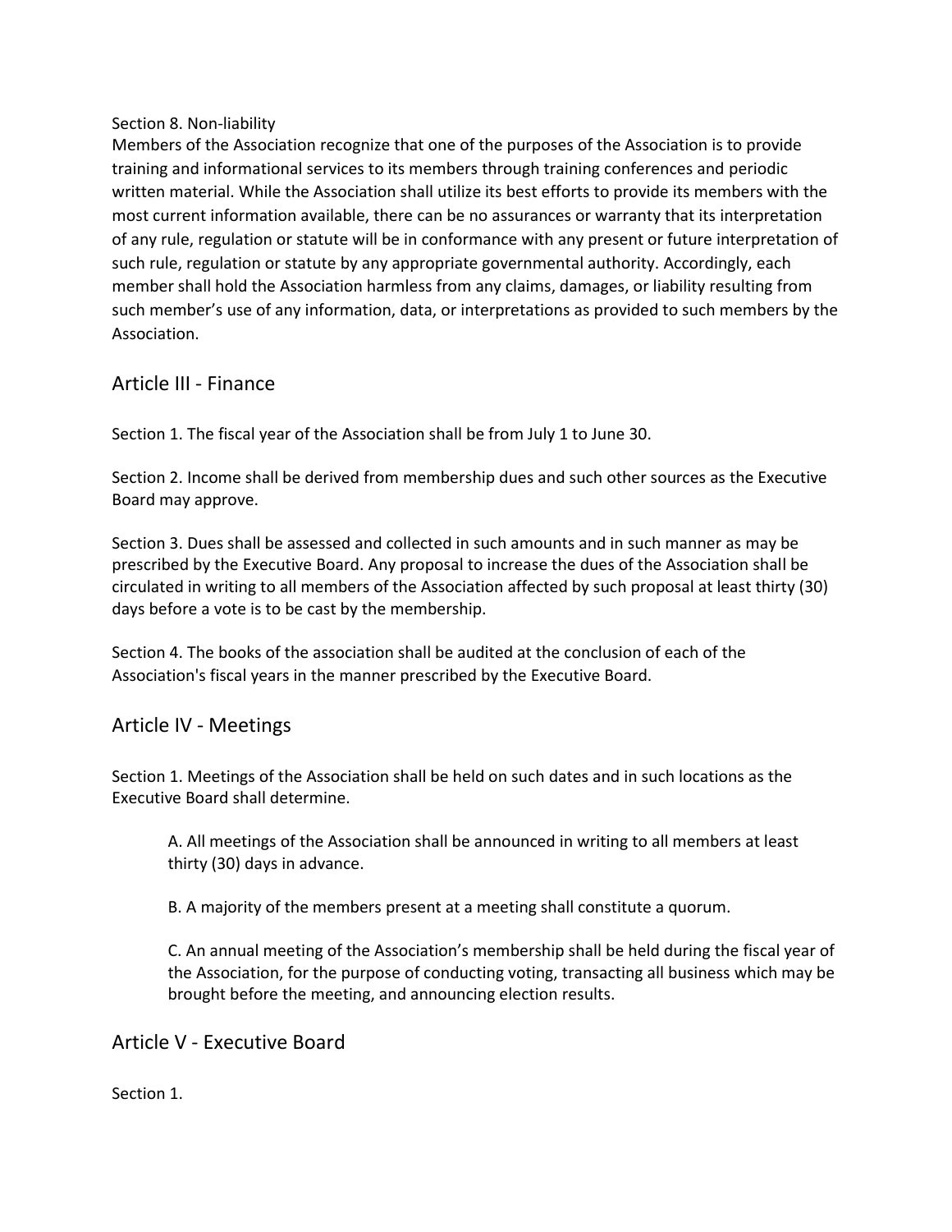Section 8. Non-liability

Members of the Association recognize that one of the purposes of the Association is to provide training and informational services to its members through training conferences and periodic written material. While the Association shall utilize its best efforts to provide its members with the most current information available, there can be no assurances or warranty that its interpretation of any rule, regulation or statute will be in conformance with any present or future interpretation of such rule, regulation or statute by any appropriate governmental authority. Accordingly, each member shall hold the Association harmless from any claims, damages, or liability resulting from such member's use of any information, data, or interpretations as provided to such members by the Association.

## Article III - Finance

Section 1. The fiscal year of the Association shall be from July 1 to June 30.

Section 2. Income shall be derived from membership dues and such other sources as the Executive Board may approve.

Section 3. Dues shall be assessed and collected in such amounts and in such manner as may be prescribed by the Executive Board. Any proposal to increase the dues of the Association shall be circulated in writing to all members of the Association affected by such proposal at least thirty (30) days before a vote is to be cast by the membership.

Section 4. The books of the association shall be audited at the conclusion of each of the Association's fiscal years in the manner prescribed by the Executive Board.

## Article IV - Meetings

Section 1. Meetings of the Association shall be held on such dates and in such locations as the Executive Board shall determine.

> A. All meetings of the Association shall be announced in writing to all members at least thirty (30) days in advance.
>
> B. A majority of the members present at a meeting shall constitute a quorum.
>
> C. An annual meeting of the Association's membership shall be held during the fiscal year of the Association, for the purpose of conducting voting, transacting all business which may be brought before the meeting, and announcing election results.

## Article V - Executive Board

Section 1.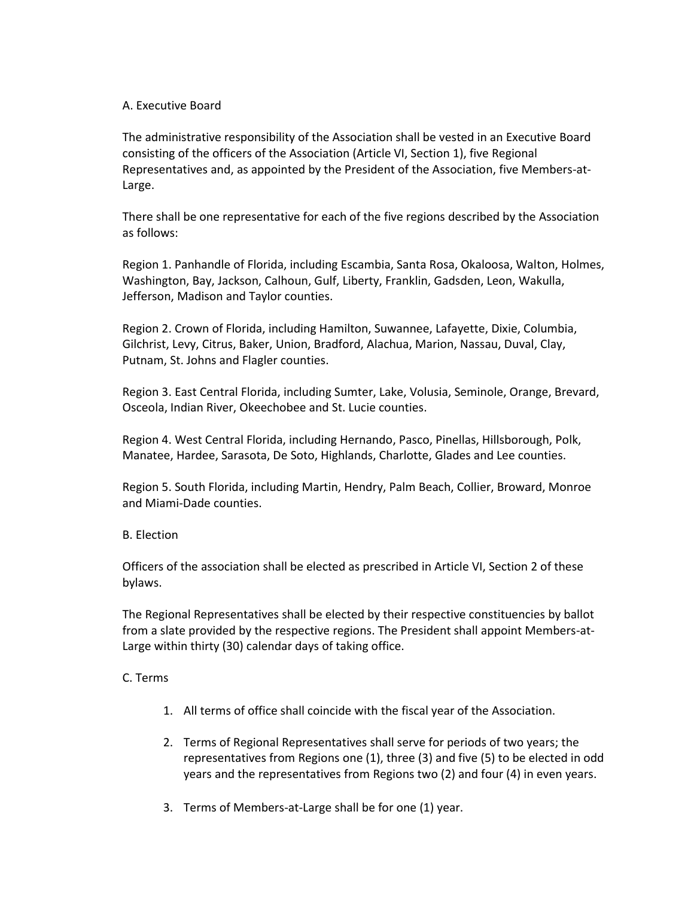A. Executive Board

The administrative responsibility of the Association shall be vested in an Executive Board consisting of the officers of the Association (Article VI, Section 1), five Regional Representatives and, as appointed by the President of the Association, five Members-at-Large.

There shall be one representative for each of the five regions described by the Association as follows:

Region 1. Panhandle of Florida, including Escambia, Santa Rosa, Okaloosa, Walton, Holmes, Washington, Bay, Jackson, Calhoun, Gulf, Liberty, Franklin, Gadsden, Leon, Wakulla, Jefferson, Madison and Taylor counties.

Region 2. Crown of Florida, including Hamilton, Suwannee, Lafayette, Dixie, Columbia, Gilchrist, Levy, Citrus, Baker, Union, Bradford, Alachua, Marion, Nassau, Duval, Clay, Putnam, St. Johns and Flagler counties.

Region 3. East Central Florida, including Sumter, Lake, Volusia, Seminole, Orange, Brevard, Osceola, Indian River, Okeechobee and St. Lucie counties.

Region 4. West Central Florida, including Hernando, Pasco, Pinellas, Hillsborough, Polk, Manatee, Hardee, Sarasota, De Soto, Highlands, Charlotte, Glades and Lee counties.

Region 5. South Florida, including Martin, Hendry, Palm Beach, Collier, Broward, Monroe and Miami-Dade counties.

B. Election

Officers of the association shall be elected as prescribed in Article VI, Section 2 of these bylaws.

The Regional Representatives shall be elected by their respective constituencies by ballot from a slate provided by the respective regions. The President shall appoint Members-at-Large within thirty (30) calendar days of taking office.

C. Terms

1. All terms of office shall coincide with the fiscal year of the Association.

2. Terms of Regional Representatives shall serve for periods of two years; the representatives from Regions one (1), three (3) and five (5) to be elected in odd years and the representatives from Regions two (2) and four (4) in even years.

3. Terms of Members-at-Large shall be for one (1) year.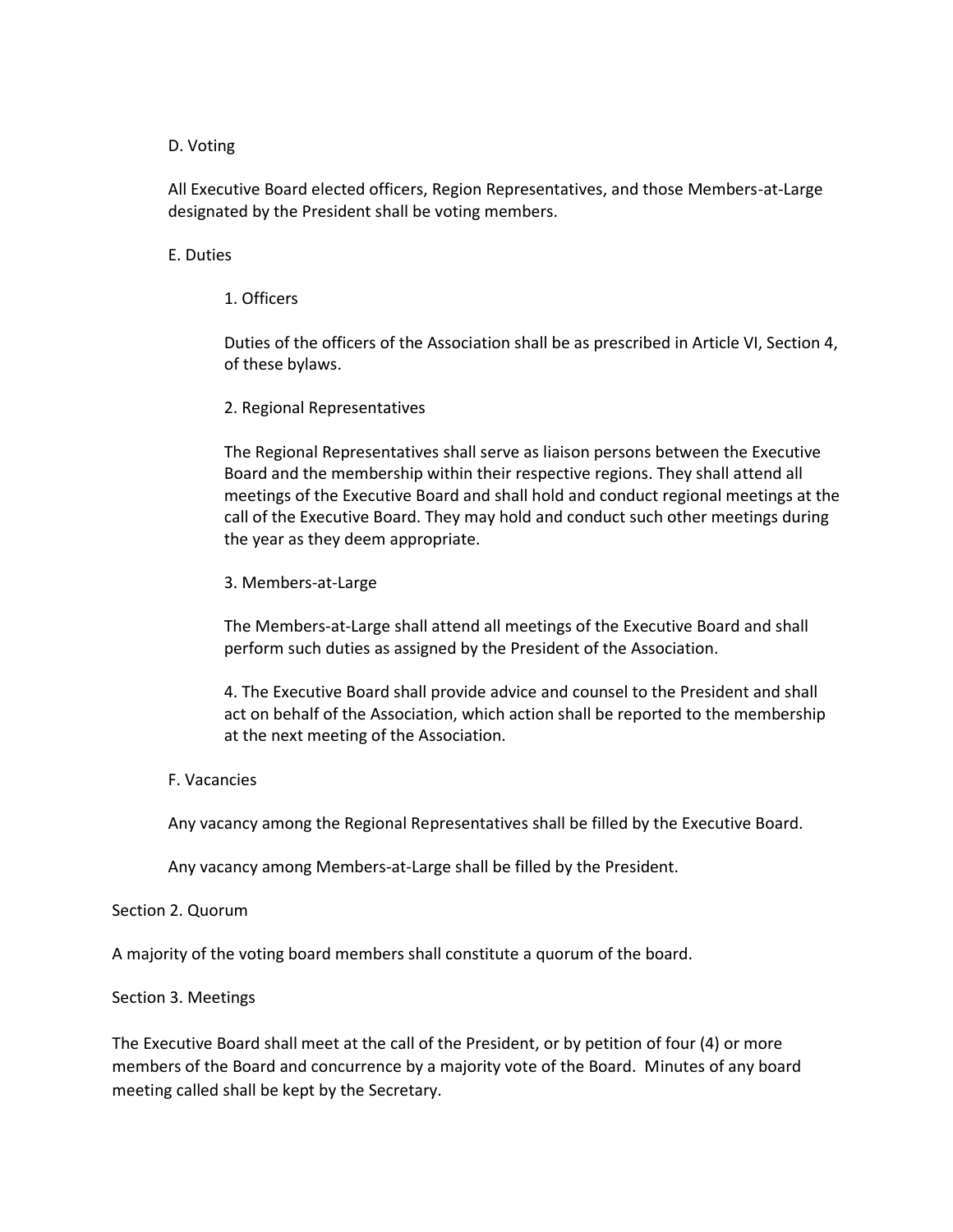D. Voting

All Executive Board elected officers, Region Representatives, and those Members-at-Large designated by the President shall be voting members.

E. Duties

1. Officers

Duties of the officers of the Association shall be as prescribed in Article VI, Section 4, of these bylaws.

2. Regional Representatives

The Regional Representatives shall serve as liaison persons between the Executive Board and the membership within their respective regions. They shall attend all meetings of the Executive Board and shall hold and conduct regional meetings at the call of the Executive Board. They may hold and conduct such other meetings during the year as they deem appropriate.

3. Members-at-Large

The Members-at-Large shall attend all meetings of the Executive Board and shall perform such duties as assigned by the President of the Association.

4. The Executive Board shall provide advice and counsel to the President and shall act on behalf of the Association, which action shall be reported to the membership at the next meeting of the Association.

F. Vacancies

Any vacancy among the Regional Representatives shall be filled by the Executive Board.

Any vacancy among Members-at-Large shall be filled by the President.

Section 2. Quorum

A majority of the voting board members shall constitute a quorum of the board.

Section 3. Meetings

The Executive Board shall meet at the call of the President, or by petition of four (4) or more members of the Board and concurrence by a majority vote of the Board. Minutes of any board meeting called shall be kept by the Secretary.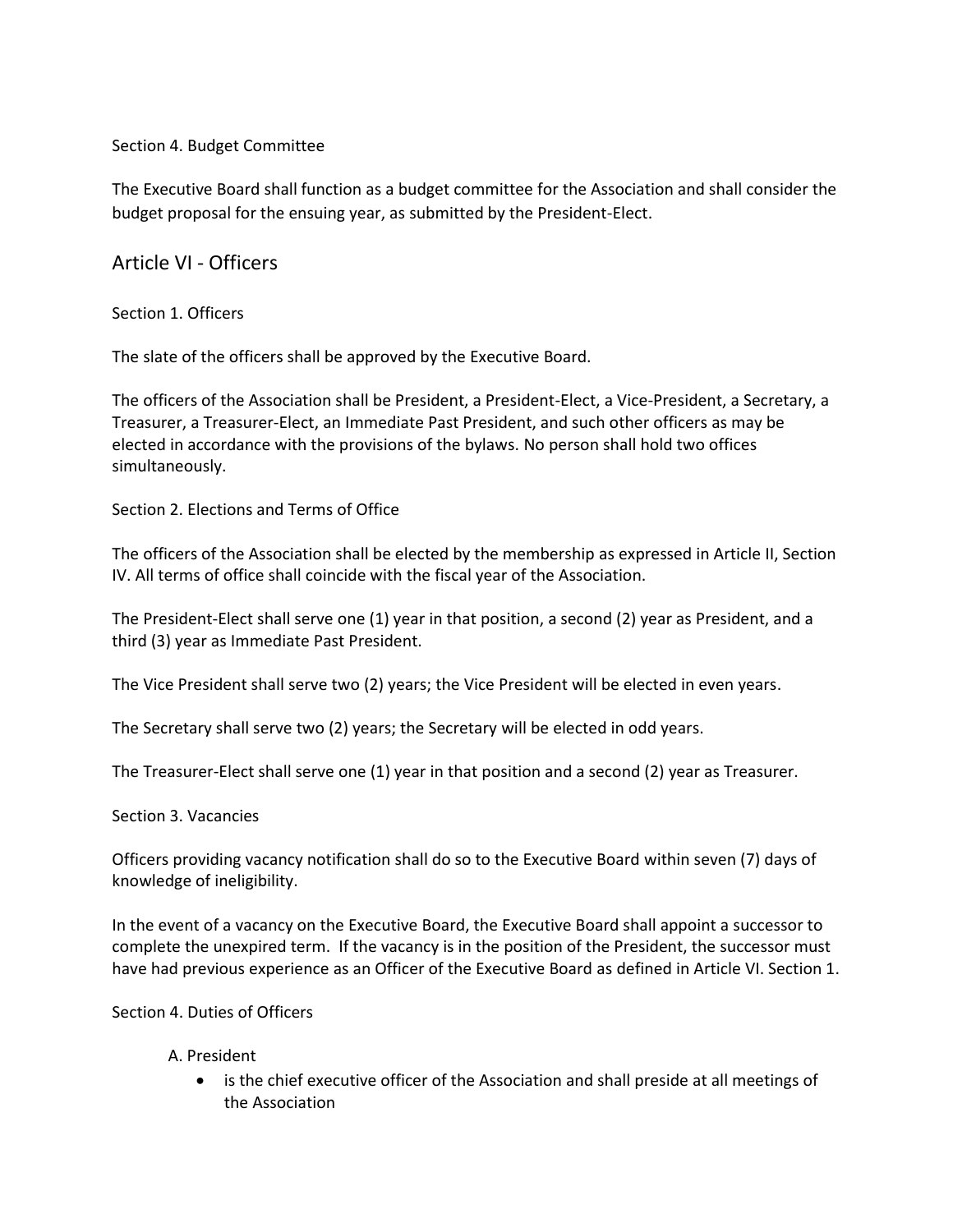Section 4. Budget Committee

The Executive Board shall function as a budget committee for the Association and shall consider the budget proposal for the ensuing year, as submitted by the President-Elect.

## Article VI - Officers

Section 1. Officers

The slate of the officers shall be approved by the Executive Board.

The officers of the Association shall be President, a President-Elect, a Vice-President, a Secretary, a Treasurer, a Treasurer-Elect, an Immediate Past President, and such other officers as may be elected in accordance with the provisions of the bylaws. No person shall hold two offices simultaneously.

Section 2. Elections and Terms of Office

The officers of the Association shall be elected by the membership as expressed in Article II, Section IV. All terms of office shall coincide with the fiscal year of the Association.

The President-Elect shall serve one (1) year in that position, a second (2) year as President, and a third (3) year as Immediate Past President.

The Vice President shall serve two (2) years; the Vice President will be elected in even years.

The Secretary shall serve two (2) years; the Secretary will be elected in odd years.

The Treasurer-Elect shall serve one (1) year in that position and a second (2) year as Treasurer.

Section 3. Vacancies

Officers providing vacancy notification shall do so to the Executive Board within seven (7) days of knowledge of ineligibility.

In the event of a vacancy on the Executive Board, the Executive Board shall appoint a successor to complete the unexpired term. If the vacancy is in the position of the President, the successor must have had previous experience as an Officer of the Executive Board as defined in Article VI. Section 1.

Section 4. Duties of Officers

A. President
- is the chief executive officer of the Association and shall preside at all meetings of the Association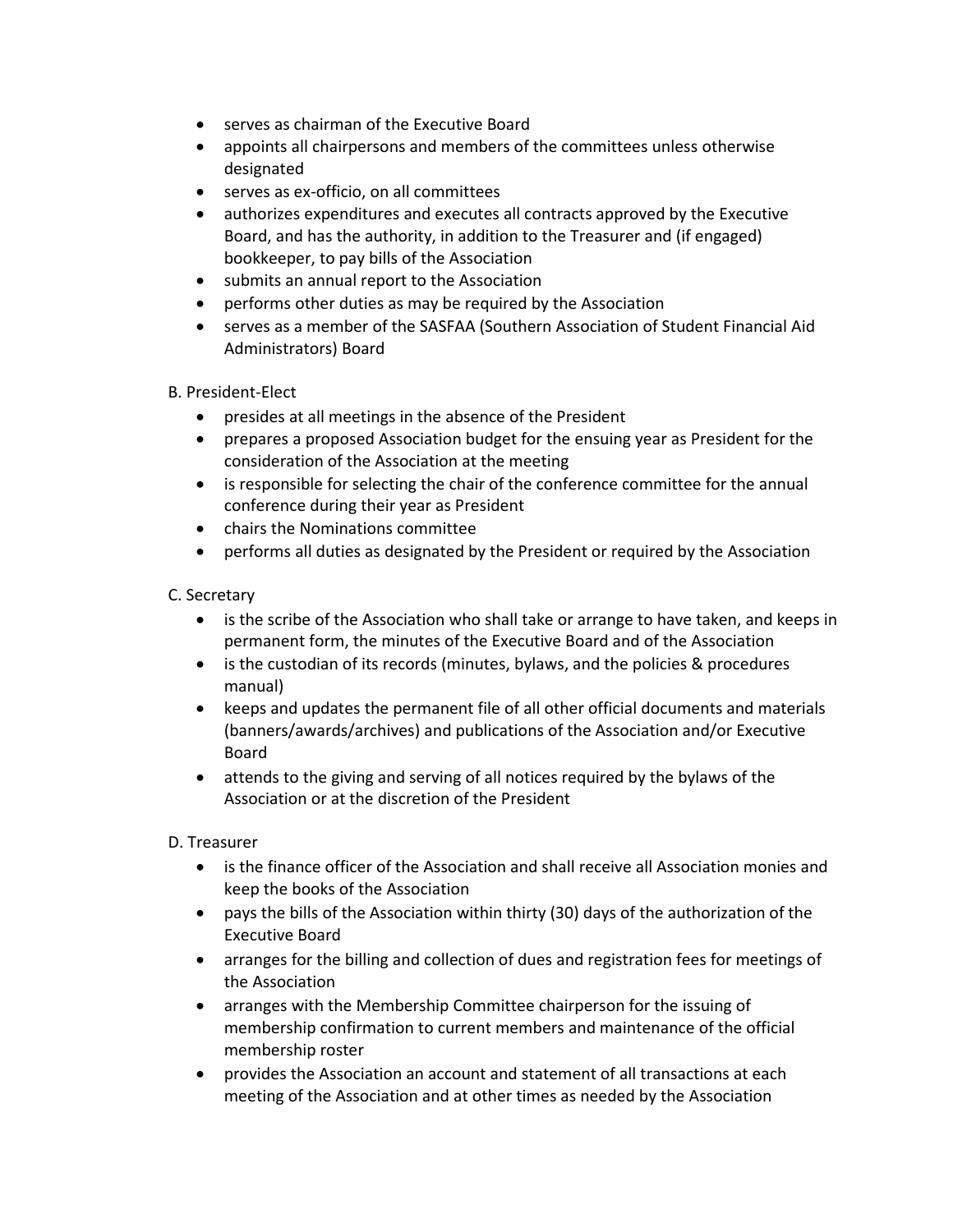- serves as chairman of the Executive Board
- appoints all chairpersons and members of the committees unless otherwise designated
- serves as ex-officio, on all committees
- authorizes expenditures and executes all contracts approved by the Executive Board, and has the authority, in addition to the Treasurer and (if engaged) bookkeeper, to pay bills of the Association
- submits an annual report to the Association
- performs other duties as may be required by the Association
- serves as a member of the SASFAA (Southern Association of Student Financial Aid Administrators) Board

B. President-Elect

- presides at all meetings in the absence of the President
- prepares a proposed Association budget for the ensuing year as President for the consideration of the Association at the meeting
- is responsible for selecting the chair of the conference committee for the annual conference during their year as President
- chairs the Nominations committee
- performs all duties as designated by the President or required by the Association

C. Secretary

- is the scribe of the Association who shall take or arrange to have taken, and keeps in permanent form, the minutes of the Executive Board and of the Association
- is the custodian of its records (minutes, bylaws, and the policies & procedures manual)
- keeps and updates the permanent file of all other official documents and materials (banners/awards/archives) and publications of the Association and/or Executive Board
- attends to the giving and serving of all notices required by the bylaws of the Association or at the discretion of the President

D. Treasurer

- is the finance officer of the Association and shall receive all Association monies and keep the books of the Association
- pays the bills of the Association within thirty (30) days of the authorization of the Executive Board
- arranges for the billing and collection of dues and registration fees for meetings of the Association
- arranges with the Membership Committee chairperson for the issuing of membership confirmation to current members and maintenance of the official membership roster
- provides the Association an account and statement of all transactions at each meeting of the Association and at other times as needed by the Association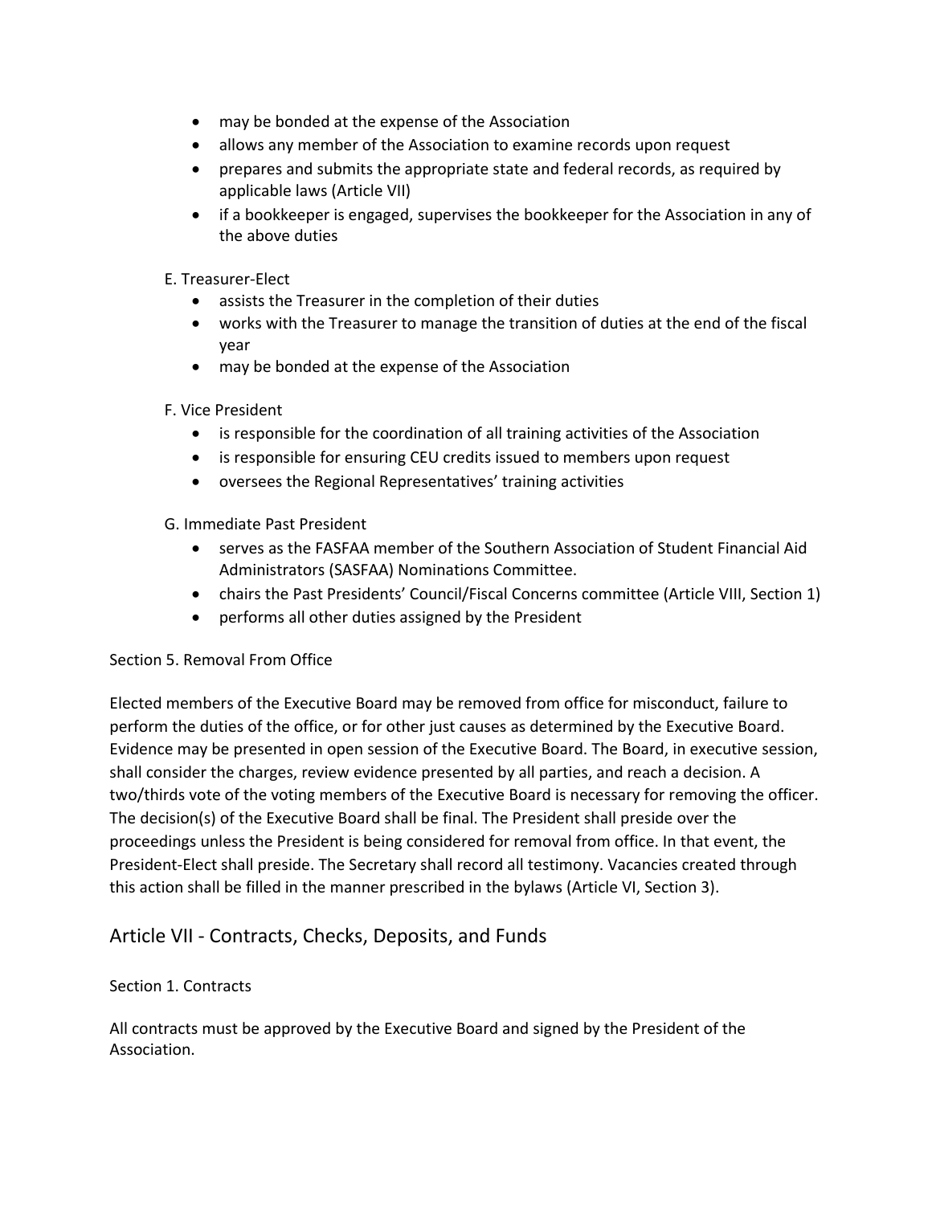- may be bonded at the expense of the Association
- allows any member of the Association to examine records upon request
- prepares and submits the appropriate state and federal records, as required by applicable laws (Article VII)
- if a bookkeeper is engaged, supervises the bookkeeper for the Association in any of the above duties

E. Treasurer-Elect

- assists the Treasurer in the completion of their duties
- works with the Treasurer to manage the transition of duties at the end of the fiscal year
- may be bonded at the expense of the Association

F. Vice President

- is responsible for the coordination of all training activities of the Association
- is responsible for ensuring CEU credits issued to members upon request
- oversees the Regional Representatives' training activities

G. Immediate Past President

- serves as the FASFAA member of the Southern Association of Student Financial Aid Administrators (SASFAA) Nominations Committee.
- chairs the Past Presidents' Council/Fiscal Concerns committee (Article VIII, Section 1)
- performs all other duties assigned by the President

Section 5. Removal From Office

Elected members of the Executive Board may be removed from office for misconduct, failure to perform the duties of the office, or for other just causes as determined by the Executive Board. Evidence may be presented in open session of the Executive Board. The Board, in executive session, shall consider the charges, review evidence presented by all parties, and reach a decision. A two/thirds vote of the voting members of the Executive Board is necessary for removing the officer. The decision(s) of the Executive Board shall be final. The President shall preside over the proceedings unless the President is being considered for removal from office. In that event, the President-Elect shall preside. The Secretary shall record all testimony. Vacancies created through this action shall be filled in the manner prescribed in the bylaws (Article VI, Section 3).

## Article VII - Contracts, Checks, Deposits, and Funds

Section 1. Contracts

All contracts must be approved by the Executive Board and signed by the President of the Association.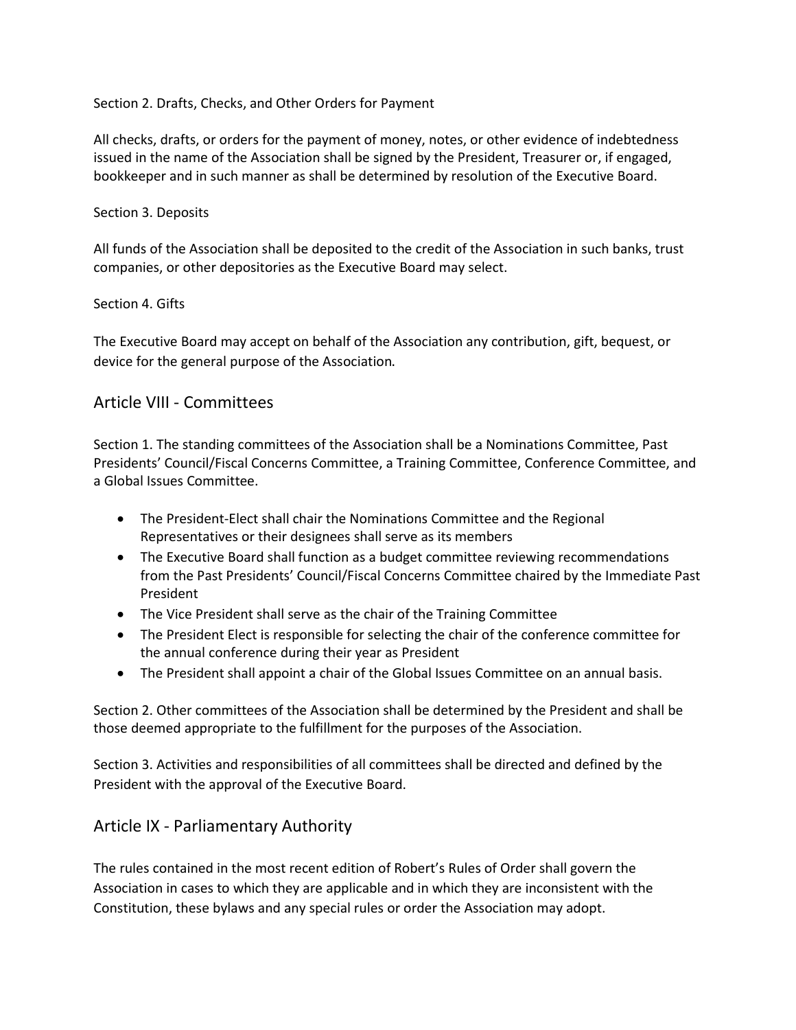Section 2. Drafts, Checks, and Other Orders for Payment

All checks, drafts, or orders for the payment of money, notes, or other evidence of indebtedness issued in the name of the Association shall be signed by the President, Treasurer or, if engaged, bookkeeper and in such manner as shall be determined by resolution of the Executive Board.

Section 3. Deposits

All funds of the Association shall be deposited to the credit of the Association in such banks, trust companies, or other depositories as the Executive Board may select.

Section 4. Gifts

The Executive Board may accept on behalf of the Association any contribution, gift, bequest, or device for the general purpose of the Association.

## Article VIII - Committees

Section 1. The standing committees of the Association shall be a Nominations Committee, Past Presidents' Council/Fiscal Concerns Committee, a Training Committee, Conference Committee, and a Global Issues Committee.

- The President-Elect shall chair the Nominations Committee and the Regional Representatives or their designees shall serve as its members
- The Executive Board shall function as a budget committee reviewing recommendations from the Past Presidents' Council/Fiscal Concerns Committee chaired by the Immediate Past President
- The Vice President shall serve as the chair of the Training Committee
- The President Elect is responsible for selecting the chair of the conference committee for the annual conference during their year as President
- The President shall appoint a chair of the Global Issues Committee on an annual basis.

Section 2. Other committees of the Association shall be determined by the President and shall be those deemed appropriate to the fulfillment for the purposes of the Association.

Section 3. Activities and responsibilities of all committees shall be directed and defined by the President with the approval of the Executive Board.

## Article IX - Parliamentary Authority

The rules contained in the most recent edition of Robert's Rules of Order shall govern the Association in cases to which they are applicable and in which they are inconsistent with the Constitution, these bylaws and any special rules or order the Association may adopt.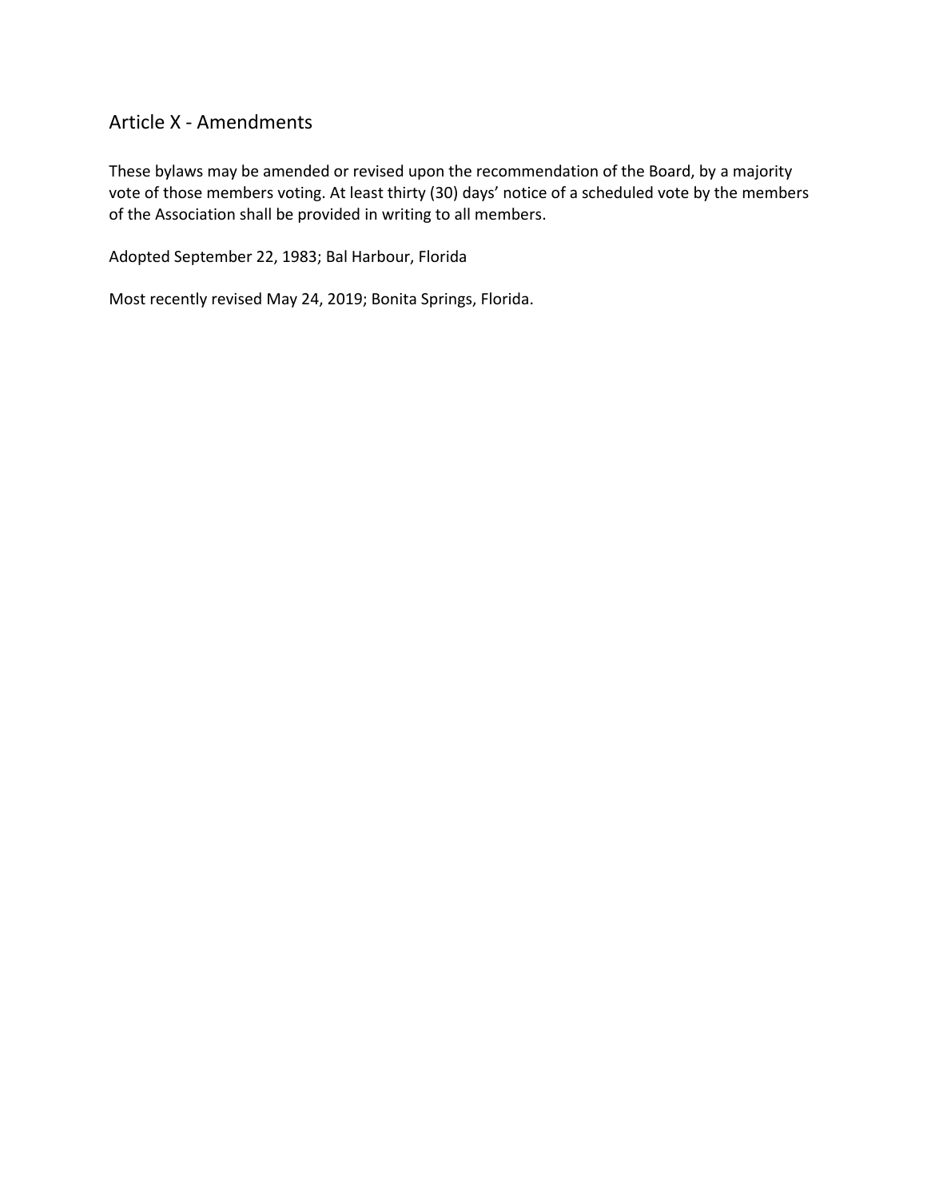## Article X - Amendments

These bylaws may be amended or revised upon the recommendation of the Board, by a majority vote of those members voting. At least thirty (30) days' notice of a scheduled vote by the members of the Association shall be provided in writing to all members.

Adopted September 22, 1983; Bal Harbour, Florida

Most recently revised May 24, 2019; Bonita Springs, Florida.